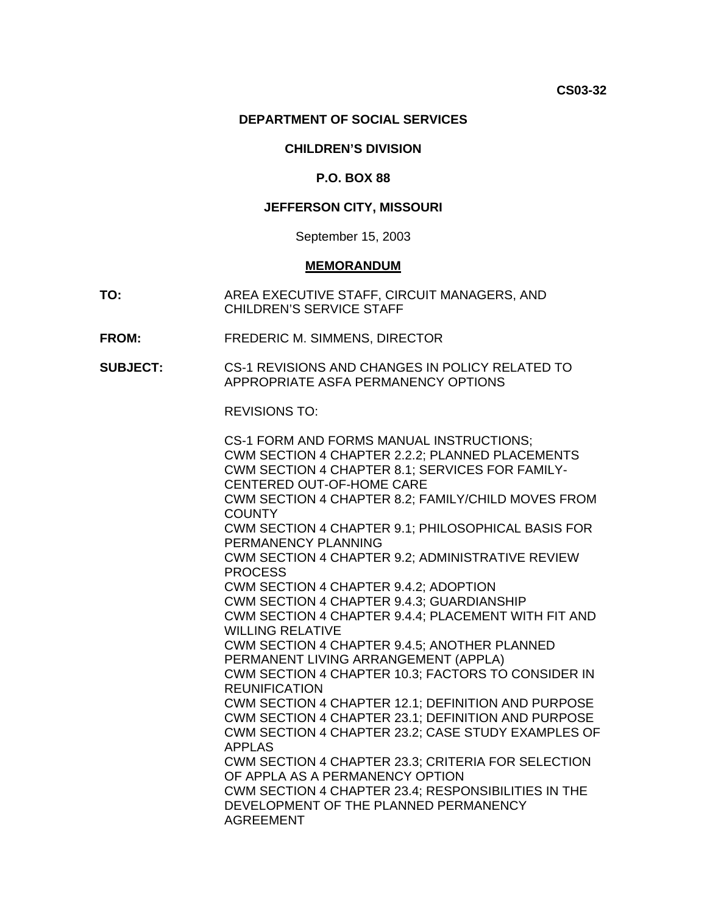**CS03-32**

**DEPARTMENT OF SOCIAL SERVICES**

**CHILDREN'S DIVISION**

**P.O. BOX 88**

**JEFFERSON CITY, MISSOURI**

September 15, 2003

**MEMORANDUM**

**TO:** AREA EXECUTIVE STAFF, CIRCUIT MANAGERS, AND CHILDREN'S SERVICE STAFF

**FROM:** FREDERIC M. SIMMENS, DIRECTOR

**SUBJECT:** CS-1 REVISIONS AND CHANGES IN POLICY RELATED TO APPROPRIATE ASFA PERMANENCY OPTIONS

REVISIONS TO:

CS-1 FORM AND FORMS MANUAL INSTRUCTIONS;
CWM SECTION 4 CHAPTER 2.2.2; PLANNED PLACEMENTS
CWM SECTION 4 CHAPTER 8.1; SERVICES FOR FAMILY-CENTERED OUT-OF-HOME CARE
CWM SECTION 4 CHAPTER 8.2; FAMILY/CHILD MOVES FROM COUNTY
CWM SECTION 4 CHAPTER 9.1; PHILOSOPHICAL BASIS FOR PERMANENCY PLANNING
CWM SECTION 4 CHAPTER 9.2; ADMINISTRATIVE REVIEW PROCESS
CWM SECTION 4 CHAPTER 9.4.2; ADOPTION
CWM SECTION 4 CHAPTER 9.4.3; GUARDIANSHIP
CWM SECTION 4 CHAPTER 9.4.4; PLACEMENT WITH FIT AND WILLING RELATIVE
CWM SECTION 4 CHAPTER 9.4.5; ANOTHER PLANNED PERMANENT LIVING ARRANGEMENT (APPLA)
CWM SECTION 4 CHAPTER 10.3; FACTORS TO CONSIDER IN REUNIFICATION
CWM SECTION 4 CHAPTER 12.1; DEFINITION AND PURPOSE
CWM SECTION 4 CHAPTER 23.1; DEFINITION AND PURPOSE
CWM SECTION 4 CHAPTER 23.2; CASE STUDY EXAMPLES OF APPLAS
CWM SECTION 4 CHAPTER 23.3; CRITERIA FOR SELECTION OF APPLA AS A PERMANENCY OPTION
CWM SECTION 4 CHAPTER 23.4; RESPONSIBILITIES IN THE DEVELOPMENT OF THE PLANNED PERMANENCY AGREEMENT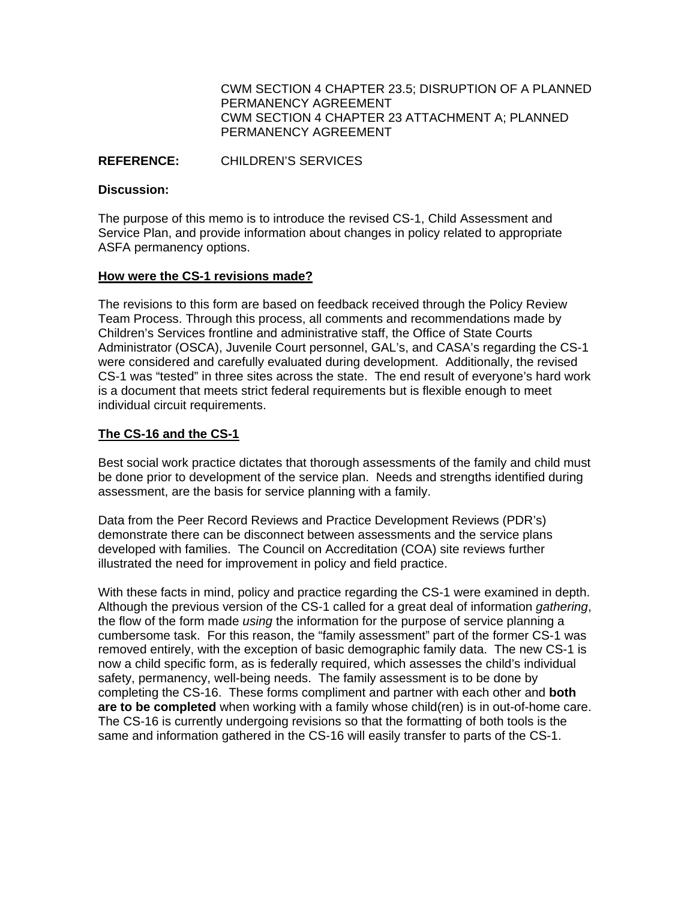CWM SECTION 4 CHAPTER 23.5; DISRUPTION OF A PLANNED PERMANENCY AGREEMENT
CWM SECTION 4 CHAPTER 23 ATTACHMENT A; PLANNED PERMANENCY AGREEMENT

**REFERENCE:** CHILDREN'S SERVICES

**Discussion:**

The purpose of this memo is to introduce the revised CS-1, Child Assessment and Service Plan, and provide information about changes in policy related to appropriate ASFA permanency options.

**How were the CS-1 revisions made?**

The revisions to this form are based on feedback received through the Policy Review Team Process. Through this process, all comments and recommendations made by Children's Services frontline and administrative staff, the Office of State Courts Administrator (OSCA), Juvenile Court personnel, GAL's, and CASA's regarding the CS-1 were considered and carefully evaluated during development. Additionally, the revised CS-1 was "tested" in three sites across the state. The end result of everyone's hard work is a document that meets strict federal requirements but is flexible enough to meet individual circuit requirements.

**The CS-16 and the CS-1**

Best social work practice dictates that thorough assessments of the family and child must be done prior to development of the service plan. Needs and strengths identified during assessment, are the basis for service planning with a family.

Data from the Peer Record Reviews and Practice Development Reviews (PDR's) demonstrate there can be disconnect between assessments and the service plans developed with families. The Council on Accreditation (COA) site reviews further illustrated the need for improvement in policy and field practice.

With these facts in mind, policy and practice regarding the CS-1 were examined in depth. Although the previous version of the CS-1 called for a great deal of information *gathering*, the flow of the form made *using* the information for the purpose of service planning a cumbersome task. For this reason, the "family assessment" part of the former CS-1 was removed entirely, with the exception of basic demographic family data. The new CS-1 is now a child specific form, as is federally required, which assesses the child's individual safety, permanency, well-being needs. The family assessment is to be done by completing the CS-16. These forms compliment and partner with each other and **both are to be completed** when working with a family whose child(ren) is in out-of-home care. The CS-16 is currently undergoing revisions so that the formatting of both tools is the same and information gathered in the CS-16 will easily transfer to parts of the CS-1.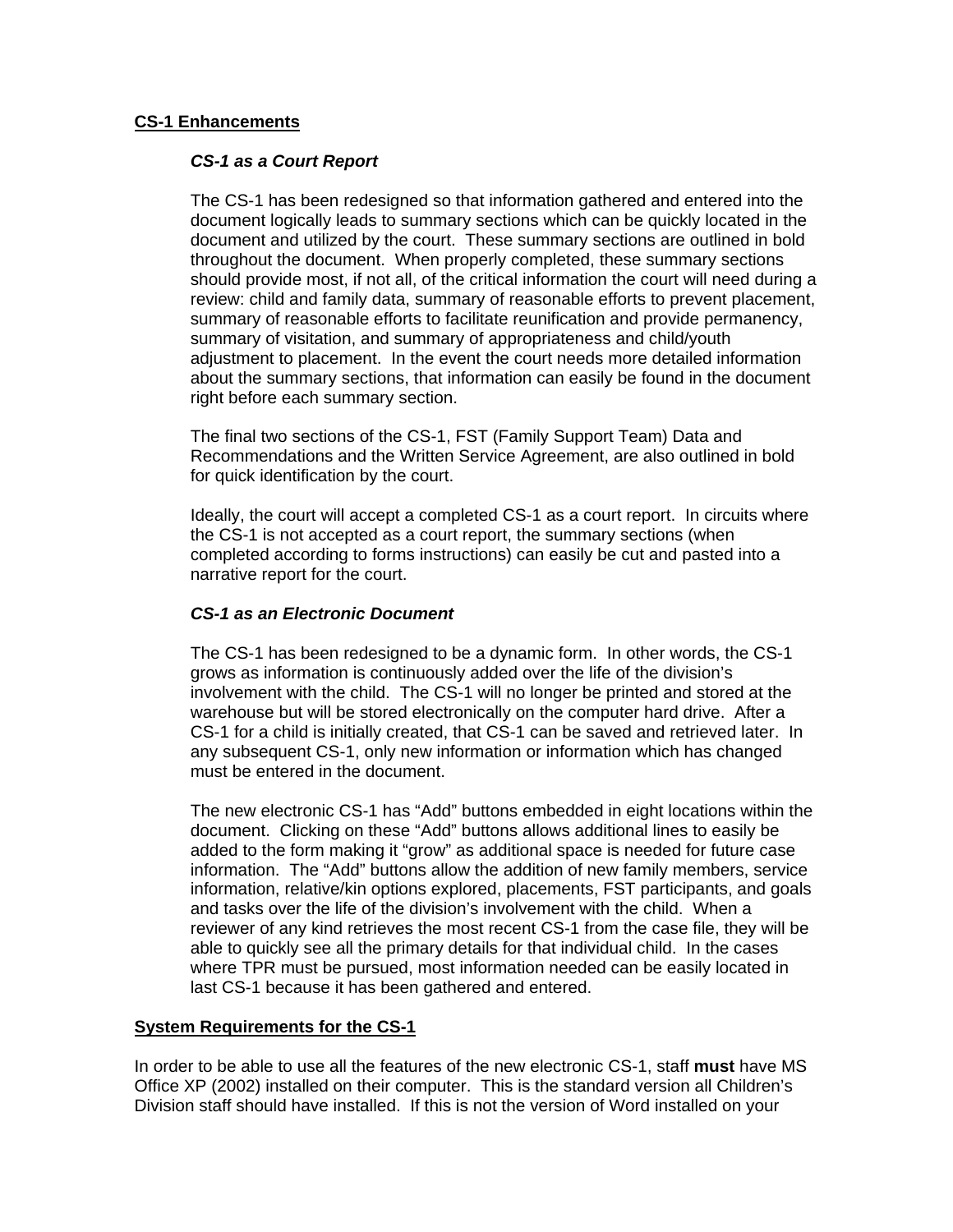## CS-1 Enhancements

### *CS-1 as a Court Report*

The CS-1 has been redesigned so that information gathered and entered into the document logically leads to summary sections which can be quickly located in the document and utilized by the court. These summary sections are outlined in bold throughout the document. When properly completed, these summary sections should provide most, if not all, of the critical information the court will need during a review: child and family data, summary of reasonable efforts to prevent placement, summary of reasonable efforts to facilitate reunification and provide permanency, summary of visitation, and summary of appropriateness and child/youth adjustment to placement. In the event the court needs more detailed information about the summary sections, that information can easily be found in the document right before each summary section.

The final two sections of the CS-1, FST (Family Support Team) Data and Recommendations and the Written Service Agreement, are also outlined in bold for quick identification by the court.

Ideally, the court will accept a completed CS-1 as a court report. In circuits where the CS-1 is not accepted as a court report, the summary sections (when completed according to forms instructions) can easily be cut and pasted into a narrative report for the court.

### *CS-1 as an Electronic Document*

The CS-1 has been redesigned to be a dynamic form. In other words, the CS-1 grows as information is continuously added over the life of the division's involvement with the child. The CS-1 will no longer be printed and stored at the warehouse but will be stored electronically on the computer hard drive. After a CS-1 for a child is initially created, that CS-1 can be saved and retrieved later. In any subsequent CS-1, only new information or information which has changed must be entered in the document.

The new electronic CS-1 has "Add" buttons embedded in eight locations within the document. Clicking on these "Add" buttons allows additional lines to easily be added to the form making it "grow" as additional space is needed for future case information. The "Add" buttons allow the addition of new family members, service information, relative/kin options explored, placements, FST participants, and goals and tasks over the life of the division's involvement with the child. When a reviewer of any kind retrieves the most recent CS-1 from the case file, they will be able to quickly see all the primary details for that individual child. In the cases where TPR must be pursued, most information needed can be easily located in last CS-1 because it has been gathered and entered.

## System Requirements for the CS-1

In order to be able to use all the features of the new electronic CS-1, staff **must** have MS Office XP (2002) installed on their computer. This is the standard version all Children's Division staff should have installed. If this is not the version of Word installed on your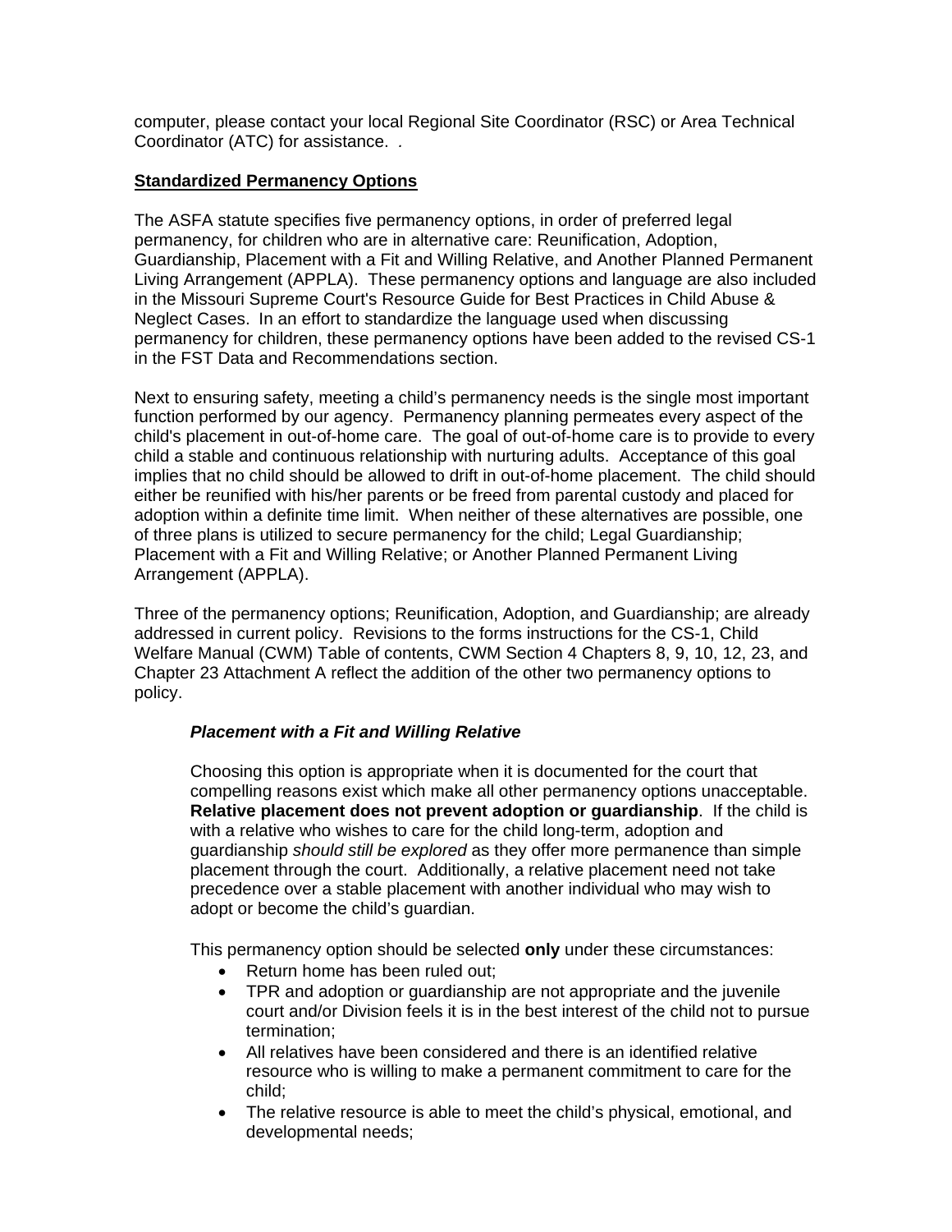computer, please contact your local Regional Site Coordinator (RSC) or Area Technical Coordinator (ATC) for assistance. .

**Standardized Permanency Options**

The ASFA statute specifies five permanency options, in order of preferred legal permanency, for children who are in alternative care: Reunification, Adoption, Guardianship, Placement with a Fit and Willing Relative, and Another Planned Permanent Living Arrangement (APPLA). These permanency options and language are also included in the Missouri Supreme Court's Resource Guide for Best Practices in Child Abuse & Neglect Cases. In an effort to standardize the language used when discussing permanency for children, these permanency options have been added to the revised CS-1 in the FST Data and Recommendations section.

Next to ensuring safety, meeting a child's permanency needs is the single most important function performed by our agency. Permanency planning permeates every aspect of the child's placement in out-of-home care. The goal of out-of-home care is to provide to every child a stable and continuous relationship with nurturing adults. Acceptance of this goal implies that no child should be allowed to drift in out-of-home placement. The child should either be reunified with his/her parents or be freed from parental custody and placed for adoption within a definite time limit. When neither of these alternatives are possible, one of three plans is utilized to secure permanency for the child; Legal Guardianship; Placement with a Fit and Willing Relative; or Another Planned Permanent Living Arrangement (APPLA).

Three of the permanency options; Reunification, Adoption, and Guardianship; are already addressed in current policy. Revisions to the forms instructions for the CS-1, Child Welfare Manual (CWM) Table of contents, CWM Section 4 Chapters 8, 9, 10, 12, 23, and Chapter 23 Attachment A reflect the addition of the other two permanency options to policy.

***Placement with a Fit and Willing Relative***

Choosing this option is appropriate when it is documented for the court that compelling reasons exist which make all other permanency options unacceptable. **Relative placement does not prevent adoption or guardianship**. If the child is with a relative who wishes to care for the child long-term, adoption and guardianship *should still be explored* as they offer more permanence than simple placement through the court. Additionally, a relative placement need not take precedence over a stable placement with another individual who may wish to adopt or become the child's guardian.

This permanency option should be selected **only** under these circumstances:

- Return home has been ruled out;
- TPR and adoption or guardianship are not appropriate and the juvenile court and/or Division feels it is in the best interest of the child not to pursue termination;
- All relatives have been considered and there is an identified relative resource who is willing to make a permanent commitment to care for the child;
- The relative resource is able to meet the child's physical, emotional, and developmental needs;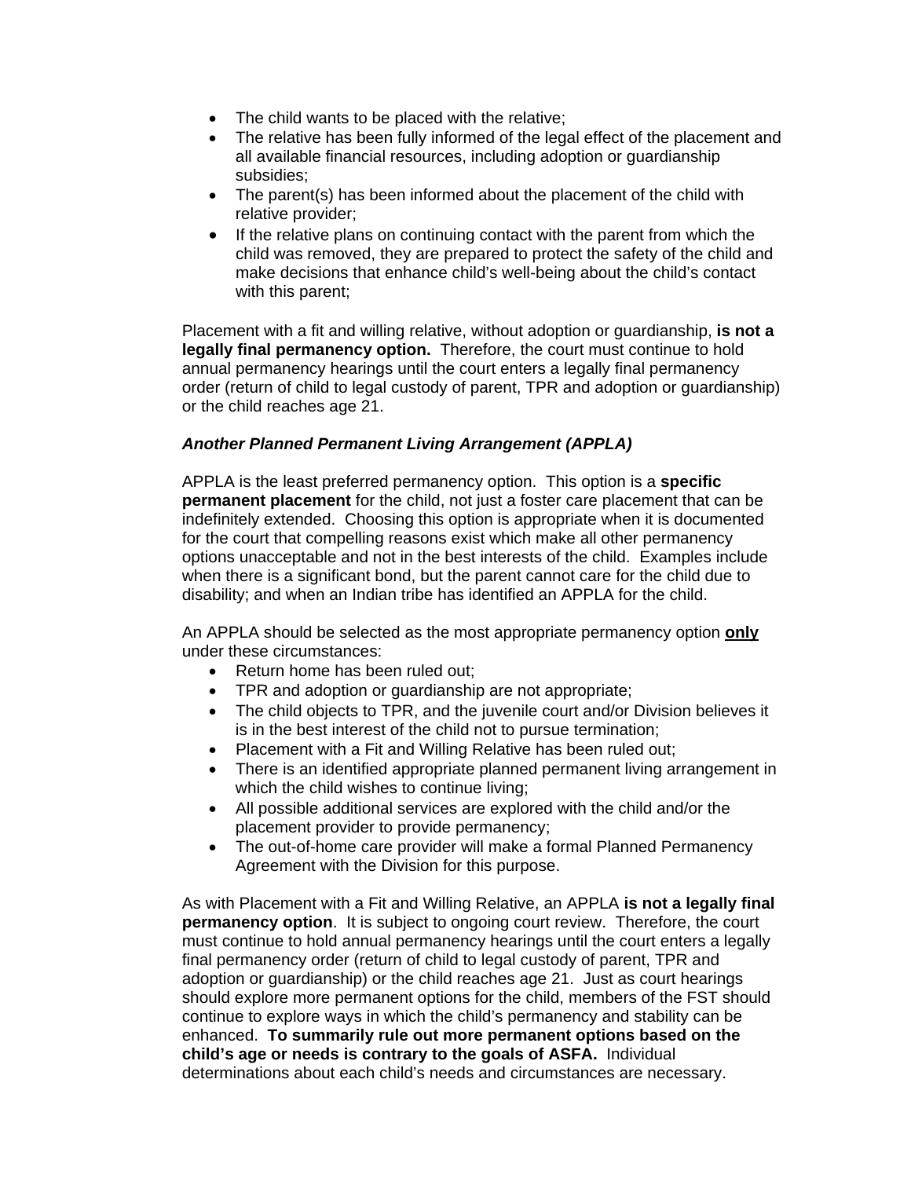- The child wants to be placed with the relative;
- The relative has been fully informed of the legal effect of the placement and all available financial resources, including adoption or guardianship subsidies;
- The parent(s) has been informed about the placement of the child with relative provider;
- If the relative plans on continuing contact with the parent from which the child was removed, they are prepared to protect the safety of the child and make decisions that enhance child's well-being about the child's contact with this parent;

Placement with a fit and willing relative, without adoption or guardianship, **is not a legally final permanency option.** Therefore, the court must continue to hold annual permanency hearings until the court enters a legally final permanency order (return of child to legal custody of parent, TPR and adoption or guardianship) or the child reaches age 21.

***Another Planned Permanent Living Arrangement (APPLA)***

APPLA is the least preferred permanency option. This option is a **specific permanent placement** for the child, not just a foster care placement that can be indefinitely extended. Choosing this option is appropriate when it is documented for the court that compelling reasons exist which make all other permanency options unacceptable and not in the best interests of the child. Examples include when there is a significant bond, but the parent cannot care for the child due to disability; and when an Indian tribe has identified an APPLA for the child.

An APPLA should be selected as the most appropriate permanency option <u>**only**</u> under these circumstances:

- Return home has been ruled out;
- TPR and adoption or guardianship are not appropriate;
- The child objects to TPR, and the juvenile court and/or Division believes it is in the best interest of the child not to pursue termination;
- Placement with a Fit and Willing Relative has been ruled out;
- There is an identified appropriate planned permanent living arrangement in which the child wishes to continue living;
- All possible additional services are explored with the child and/or the placement provider to provide permanency;
- The out-of-home care provider will make a formal Planned Permanency Agreement with the Division for this purpose.

As with Placement with a Fit and Willing Relative, an APPLA **is not a legally final permanency option**. It is subject to ongoing court review. Therefore, the court must continue to hold annual permanency hearings until the court enters a legally final permanency order (return of child to legal custody of parent, TPR and adoption or guardianship) or the child reaches age 21. Just as court hearings should explore more permanent options for the child, members of the FST should continue to explore ways in which the child's permanency and stability can be enhanced. **To summarily rule out more permanent options based on the child's age or needs is contrary to the goals of ASFA.** Individual determinations about each child's needs and circumstances are necessary.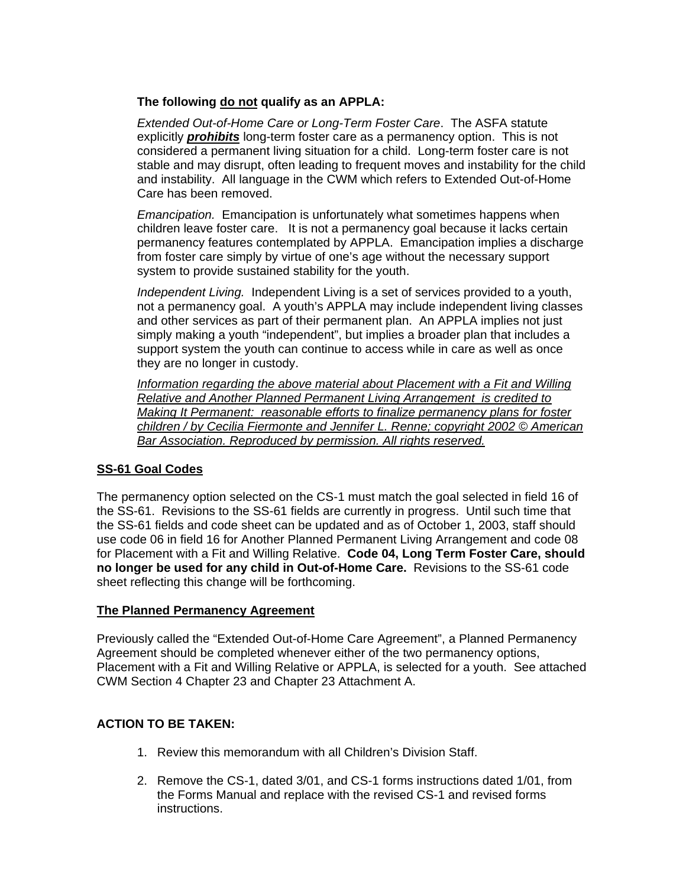**The following <u>do not</u> qualify as an APPLA:**

*Extended Out-of-Home Care or Long-Term Foster Care*. The ASFA statute explicitly ***<u>prohibits</u>*** long-term foster care as a permanency option. This is not considered a permanent living situation for a child. Long-term foster care is not stable and may disrupt, often leading to frequent moves and instability for the child and instability. All language in the CWM which refers to Extended Out-of-Home Care has been removed.

*Emancipation.* Emancipation is unfortunately what sometimes happens when children leave foster care. It is not a permanency goal because it lacks certain permanency features contemplated by APPLA. Emancipation implies a discharge from foster care simply by virtue of one's age without the necessary support system to provide sustained stability for the youth.

*Independent Living.* Independent Living is a set of services provided to a youth, not a permanency goal. A youth's APPLA may include independent living classes and other services as part of their permanent plan. An APPLA implies not just simply making a youth "independent", but implies a broader plan that includes a support system the youth can continue to access while in care as well as once they are no longer in custody.

*<u>Information regarding the above material about Placement with a Fit and Willing Relative and Another Planned Permanent Living Arrangement is credited to Making It Permanent: reasonable efforts to finalize permanency plans for foster children / by Cecilia Fiermonte and Jennifer L. Renne; copyright 2002 © American Bar Association. Reproduced by permission. All rights reserved.</u>*

**<u>SS-61 Goal Codes</u>**

The permanency option selected on the CS-1 must match the goal selected in field 16 of the SS-61. Revisions to the SS-61 fields are currently in progress. Until such time that the SS-61 fields and code sheet can be updated and as of October 1, 2003, staff should use code 06 in field 16 for Another Planned Permanent Living Arrangement and code 08 for Placement with a Fit and Willing Relative. **Code 04, Long Term Foster Care, should no longer be used for any child in Out-of-Home Care.** Revisions to the SS-61 code sheet reflecting this change will be forthcoming.

**<u>The Planned Permanency Agreement</u>**

Previously called the "Extended Out-of-Home Care Agreement", a Planned Permanency Agreement should be completed whenever either of the two permanency options, Placement with a Fit and Willing Relative or APPLA, is selected for a youth. See attached CWM Section 4 Chapter 23 and Chapter 23 Attachment A.

**ACTION TO BE TAKEN:**

1. Review this memorandum with all Children's Division Staff.

2. Remove the CS-1, dated 3/01, and CS-1 forms instructions dated 1/01, from the Forms Manual and replace with the revised CS-1 and revised forms instructions.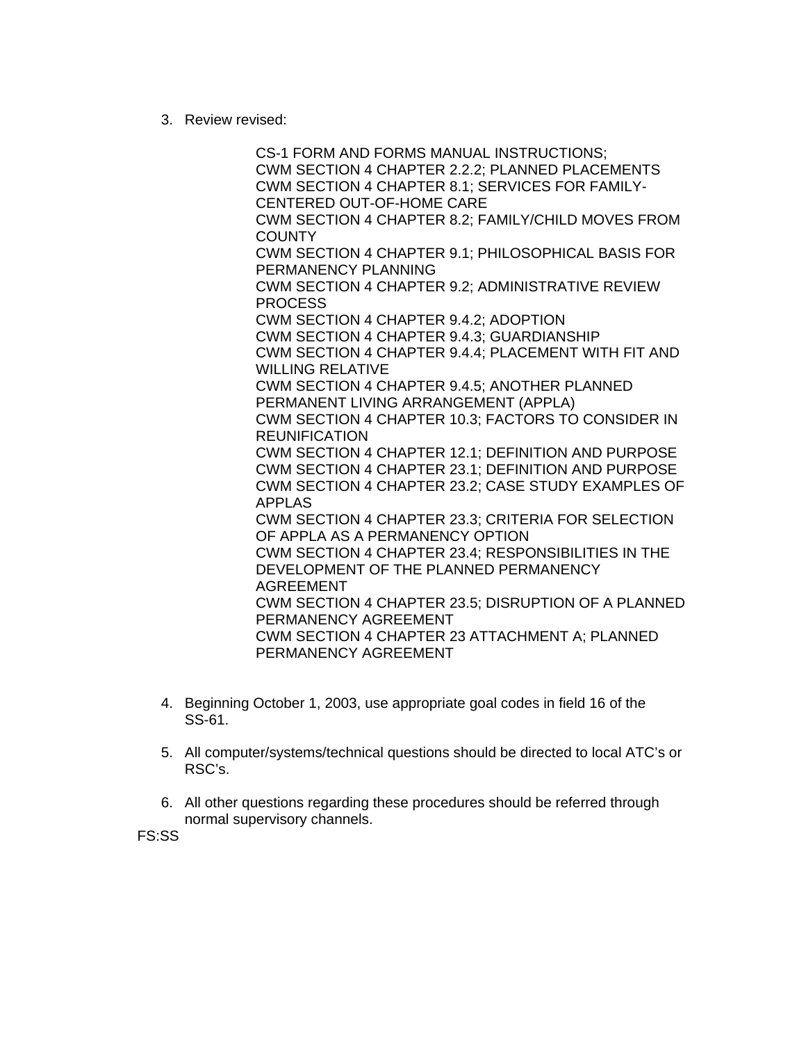3. Review revised:

   CS-1 FORM AND FORMS MANUAL INSTRUCTIONS;
   CWM SECTION 4 CHAPTER 2.2.2; PLANNED PLACEMENTS
   CWM SECTION 4 CHAPTER 8.1; SERVICES FOR FAMILY-CENTERED OUT-OF-HOME CARE
   CWM SECTION 4 CHAPTER 8.2; FAMILY/CHILD MOVES FROM COUNTY
   CWM SECTION 4 CHAPTER 9.1; PHILOSOPHICAL BASIS FOR PERMANENCY PLANNING
   CWM SECTION 4 CHAPTER 9.2; ADMINISTRATIVE REVIEW PROCESS
   CWM SECTION 4 CHAPTER 9.4.2; ADOPTION
   CWM SECTION 4 CHAPTER 9.4.3; GUARDIANSHIP
   CWM SECTION 4 CHAPTER 9.4.4; PLACEMENT WITH FIT AND WILLING RELATIVE
   CWM SECTION 4 CHAPTER 9.4.5; ANOTHER PLANNED PERMANENT LIVING ARRANGEMENT (APPLA)
   CWM SECTION 4 CHAPTER 10.3; FACTORS TO CONSIDER IN REUNIFICATION
   CWM SECTION 4 CHAPTER 12.1; DEFINITION AND PURPOSE
   CWM SECTION 4 CHAPTER 23.1; DEFINITION AND PURPOSE
   CWM SECTION 4 CHAPTER 23.2; CASE STUDY EXAMPLES OF APPLAS
   CWM SECTION 4 CHAPTER 23.3; CRITERIA FOR SELECTION OF APPLA AS A PERMANENCY OPTION
   CWM SECTION 4 CHAPTER 23.4; RESPONSIBILITIES IN THE DEVELOPMENT OF THE PLANNED PERMANENCY AGREEMENT
   CWM SECTION 4 CHAPTER 23.5; DISRUPTION OF A PLANNED PERMANENCY AGREEMENT
   CWM SECTION 4 CHAPTER 23 ATTACHMENT A; PLANNED PERMANENCY AGREEMENT

4. Beginning October 1, 2003, use appropriate goal codes in field 16 of the SS-61.

5. All computer/systems/technical questions should be directed to local ATC's or RSC's.

6. All other questions regarding these procedures should be referred through normal supervisory channels.

FS:SS